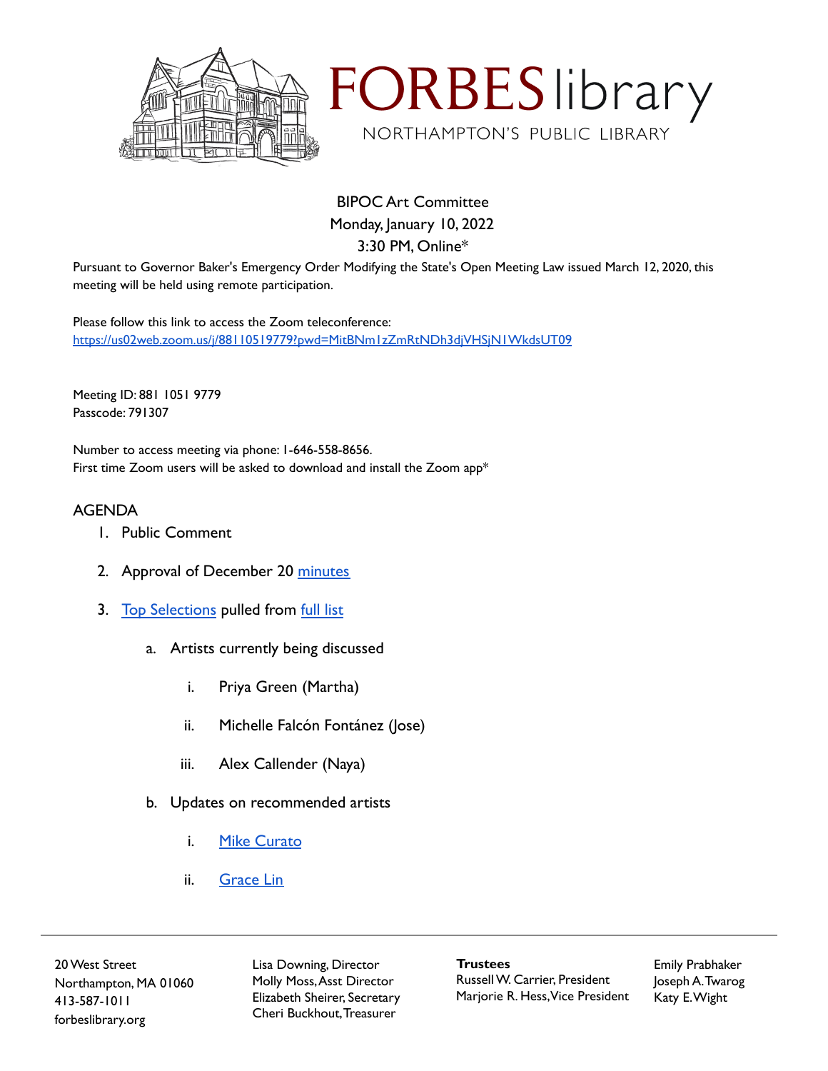# FORBES library

NORTHAMPTON'S PUBLIC LIBRARY

BIPOC Art Committee
Monday, January 10, 2022
3:30 PM, Online*

Pursuant to Governor Baker's Emergency Order Modifying the State's Open Meeting Law issued March 12, 2020, this meeting will be held using remote participation.

Please follow this link to access the Zoom teleconference:
https://us02web.zoom.us/j/88110519779?pwd=MitBNm1zZmRtNDh3djVHSjN1WkdsUT09

Meeting ID: 881 1051 9779
Passcode: 791307

Number to access meeting via phone: 1-646-558-8656.
First time Zoom users will be asked to download and install the Zoom app*

## AGENDA

1. Public Comment
2. Approval of December 20 minutes
3. Top Selections pulled from full list
   a. Artists currently being discussed
      i. Priya Green (Martha)
      ii. Michelle Falcón Fontánez (Jose)
      iii. Alex Callender (Naya)
   b. Updates on recommended artists
      i. Mike Curato
      ii. Grace Lin

---

20 West Street
Northampton, MA 01060
413-587-1011
forbeslibrary.org

Lisa Downing, Director
Molly Moss, Asst Director
Elizabeth Sheirer, Secretary
Cheri Buckhout, Treasurer

**Trustees**
Russell W. Carrier, President
Marjorie R. Hess, Vice President
Emily Prabhaker
Joseph A. Twarog
Katy E. Wight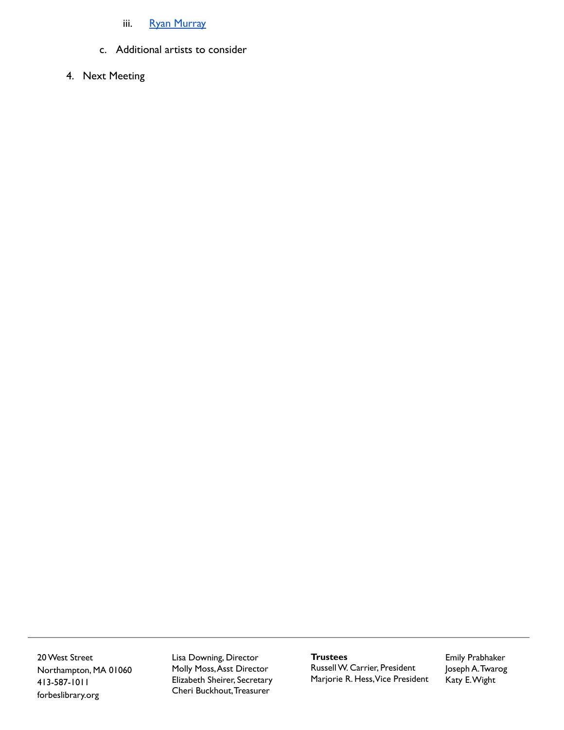iii. Ryan Murray

  c. Additional artists to consider

4. Next Meeting